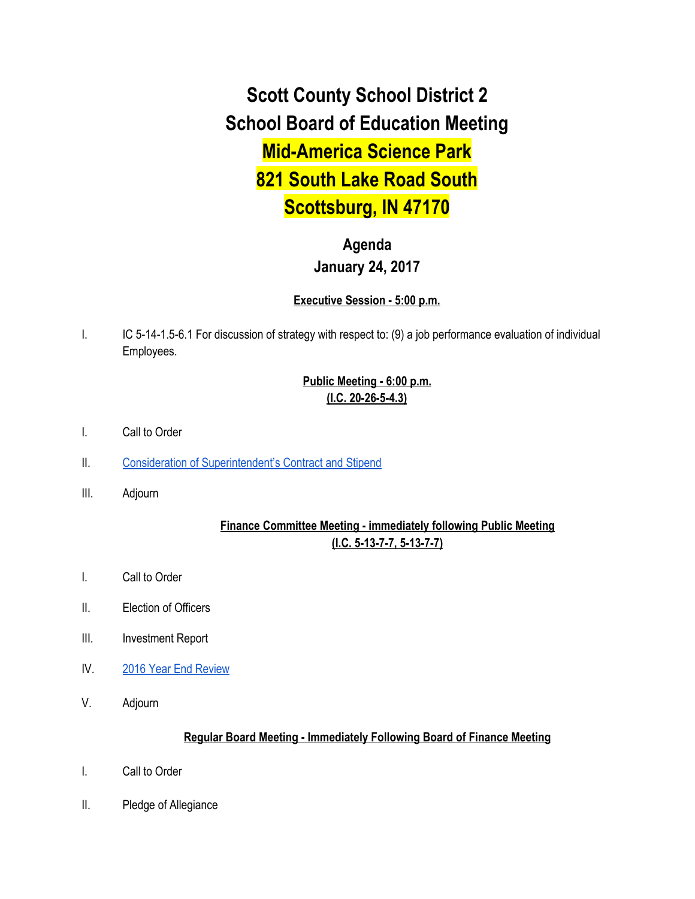# Scott County School District 2
# School Board of Education Meeting
# Mid-America Science Park
# 821 South Lake Road South
# Scottsburg, IN 47170

## Agenda
## January 24, 2017

**Executive Session - 5:00 p.m.**

I. IC 5-14-1.5-6.1 For discussion of strategy with respect to: (9) a job performance evaluation of individual Employees.

**Public Meeting - 6:00 p.m.**
**(I.C. 20-26-5-4.3)**

I. Call to Order

II. Consideration of Superintendent's Contract and Stipend

III. Adjourn

**Finance Committee Meeting - immediately following Public Meeting**
**(I.C. 5-13-7-7, 5-13-7-7)**

I. Call to Order

II. Election of Officers

III. Investment Report

IV. 2016 Year End Review

V. Adjourn

**Regular Board Meeting - Immediately Following Board of Finance Meeting**

I. Call to Order

II. Pledge of Allegiance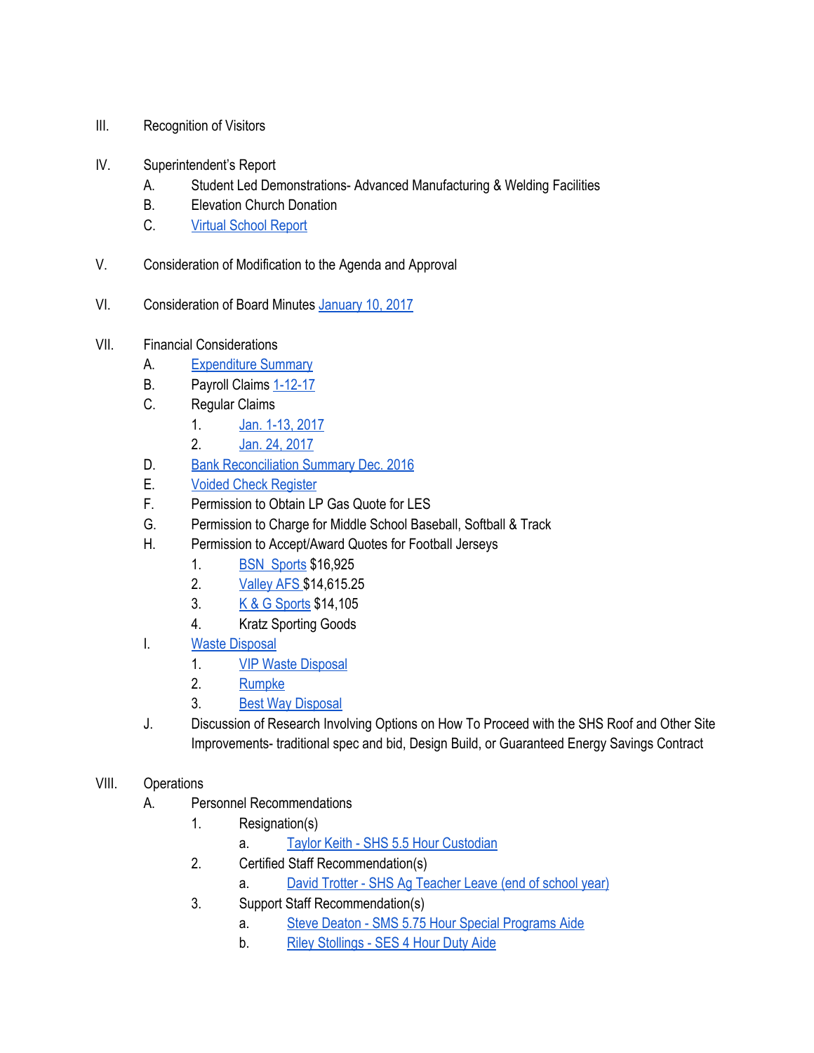III. Recognition of Visitors

IV. Superintendent's Report
   A. Student Led Demonstrations- Advanced Manufacturing & Welding Facilities
   B. Elevation Church Donation
   C. Virtual School Report

V. Consideration of Modification to the Agenda and Approval

VI. Consideration of Board Minutes January 10, 2017

VII. Financial Considerations
   A. Expenditure Summary
   B. Payroll Claims 1-12-17
   C. Regular Claims
      1. Jan. 1-13, 2017
      2. Jan. 24, 2017
   D. Bank Reconciliation Summary Dec. 2016
   E. Voided Check Register
   F. Permission to Obtain LP Gas Quote for LES
   G. Permission to Charge for Middle School Baseball, Softball & Track
   H. Permission to Accept/Award Quotes for Football Jerseys
      1. BSN Sports $16,925
      2. Valley AFS $14,615.25
      3. K & G Sports $14,105
      4. Kratz Sporting Goods
   I. Waste Disposal
      1. VIP Waste Disposal
      2. Rumpke
      3. Best Way Disposal
   J. Discussion of Research Involving Options on How To Proceed with the SHS Roof and Other Site Improvements- traditional spec and bid, Design Build, or Guaranteed Energy Savings Contract

VIII. Operations
   A. Personnel Recommendations
      1. Resignation(s)
         a. Taylor Keith - SHS 5.5 Hour Custodian
      2. Certified Staff Recommendation(s)
         a. David Trotter - SHS Ag Teacher Leave (end of school year)
      3. Support Staff Recommendation(s)
         a. Steve Deaton - SMS 5.75 Hour Special Programs Aide
         b. Riley Stollings - SES 4 Hour Duty Aide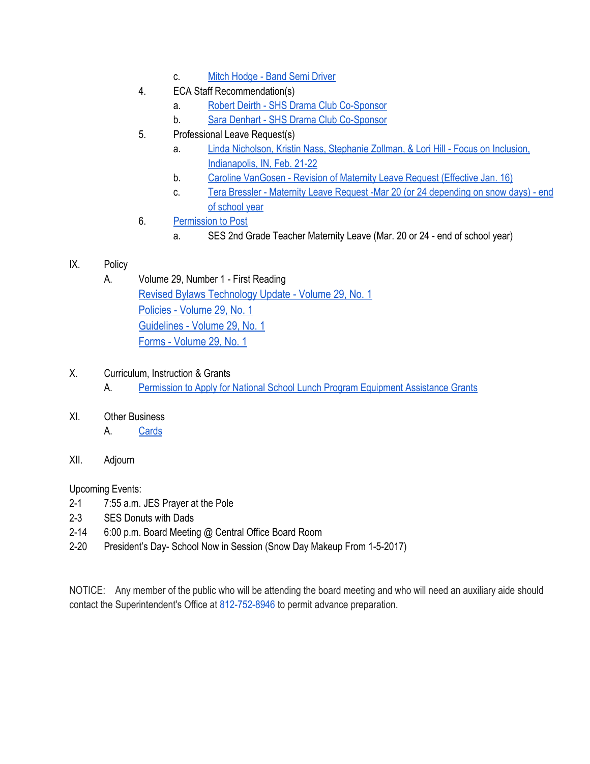c. Mitch Hodge - Band Semi Driver

4. ECA Staff Recommendation(s)
   a. Robert Deirth - SHS Drama Club Co-Sponsor
   b. Sara Denhart - SHS Drama Club Co-Sponsor

5. Professional Leave Request(s)
   a. Linda Nicholson, Kristin Nass, Stephanie Zollman, & Lori Hill - Focus on Inclusion, Indianapolis, IN, Feb. 21-22
   b. Caroline VanGosen - Revision of Maternity Leave Request (Effective Jan. 16)
   c. Tera Bressler - Maternity Leave Request -Mar 20 (or 24 depending on snow days) - end of school year

6. Permission to Post
   a. SES 2nd Grade Teacher Maternity Leave (Mar. 20 or 24 - end of school year)

IX. Policy

A. Volume 29, Number 1 - First Reading

Revised Bylaws Technology Update - Volume 29, No. 1

Policies - Volume 29, No. 1

Guidelines - Volume 29, No. 1

Forms - Volume 29, No. 1

X. Curriculum, Instruction & Grants

A. Permission to Apply for National School Lunch Program Equipment Assistance Grants

XI. Other Business

A. Cards

XII. Adjourn

Upcoming Events:

2-1 7:55 a.m. JES Prayer at the Pole

2-3 SES Donuts with Dads

2-14 6:00 p.m. Board Meeting @ Central Office Board Room

2-20 President's Day- School Now in Session (Snow Day Makeup From 1-5-2017)

NOTICE: Any member of the public who will be attending the board meeting and who will need an auxiliary aide should contact the Superintendent's Office at 812-752-8946 to permit advance preparation.